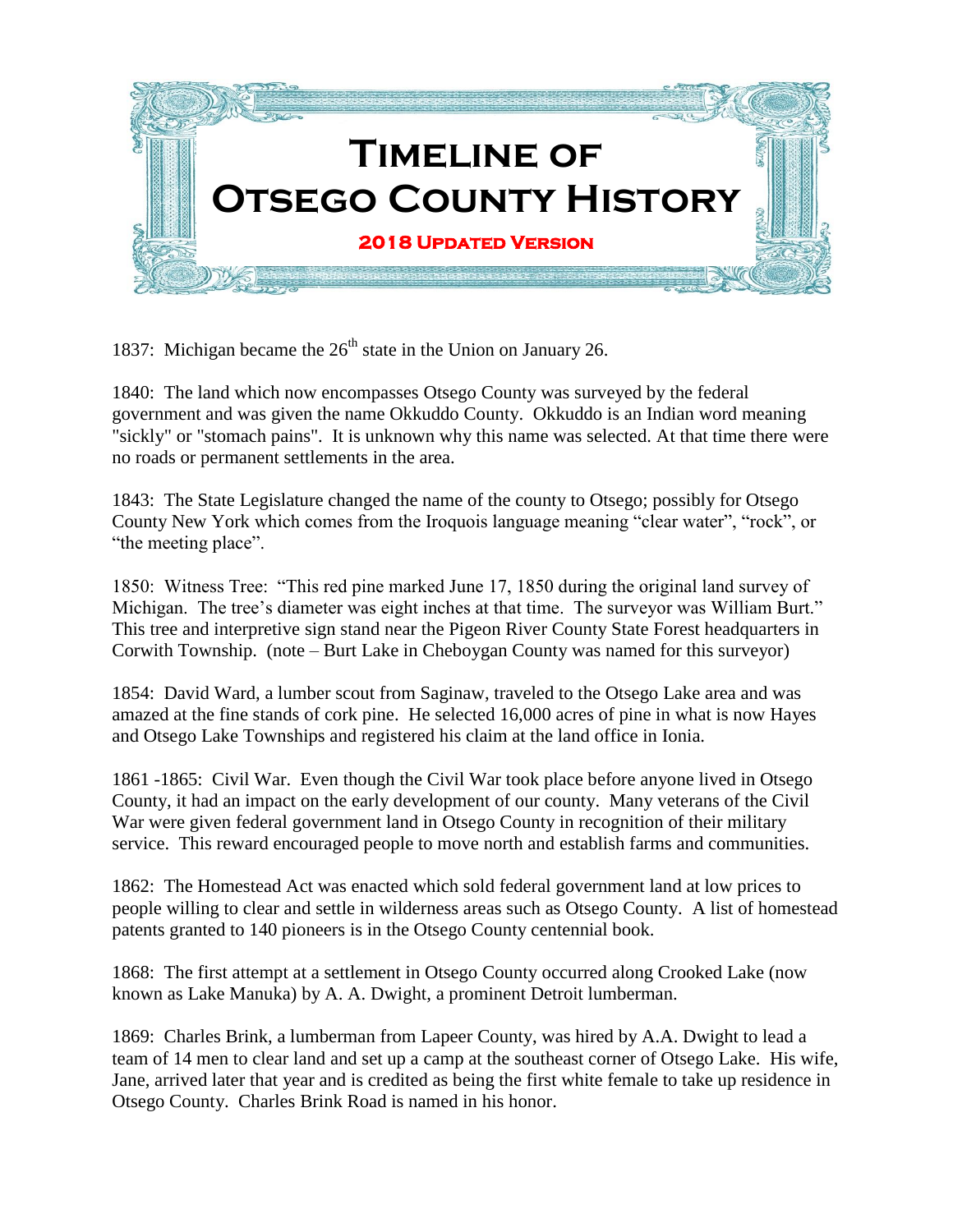# Timeline of Otsego County History

## 2018 Updated Version

1837: Michigan became the 26th state in the Union on January 26.

1840: The land which now encompasses Otsego County was surveyed by the federal government and was given the name Okkuddo County. Okkuddo is an Indian word meaning "sickly" or "stomach pains". It is unknown why this name was selected. At that time there were no roads or permanent settlements in the area.

1843: The State Legislature changed the name of the county to Otsego; possibly for Otsego County New York which comes from the Iroquois language meaning “clear water”, “rock”, or “the meeting place”.

1850: Witness Tree: “This red pine marked June 17, 1850 during the original land survey of Michigan. The tree’s diameter was eight inches at that time. The surveyor was William Burt.” This tree and interpretive sign stand near the Pigeon River County State Forest headquarters in Corwith Township. (note – Burt Lake in Cheboygan County was named for this surveyor)

1854: David Ward, a lumber scout from Saginaw, traveled to the Otsego Lake area and was amazed at the fine stands of cork pine. He selected 16,000 acres of pine in what is now Hayes and Otsego Lake Townships and registered his claim at the land office in Ionia.

1861 -1865: Civil War. Even though the Civil War took place before anyone lived in Otsego County, it had an impact on the early development of our county. Many veterans of the Civil War were given federal government land in Otsego County in recognition of their military service. This reward encouraged people to move north and establish farms and communities.

1862: The Homestead Act was enacted which sold federal government land at low prices to people willing to clear and settle in wilderness areas such as Otsego County. A list of homestead patents granted to 140 pioneers is in the Otsego County centennial book.

1868: The first attempt at a settlement in Otsego County occurred along Crooked Lake (now known as Lake Manuka) by A. A. Dwight, a prominent Detroit lumberman.

1869: Charles Brink, a lumberman from Lapeer County, was hired by A.A. Dwight to lead a team of 14 men to clear land and set up a camp at the southeast corner of Otsego Lake. His wife, Jane, arrived later that year and is credited as being the first white female to take up residence in Otsego County. Charles Brink Road is named in his honor.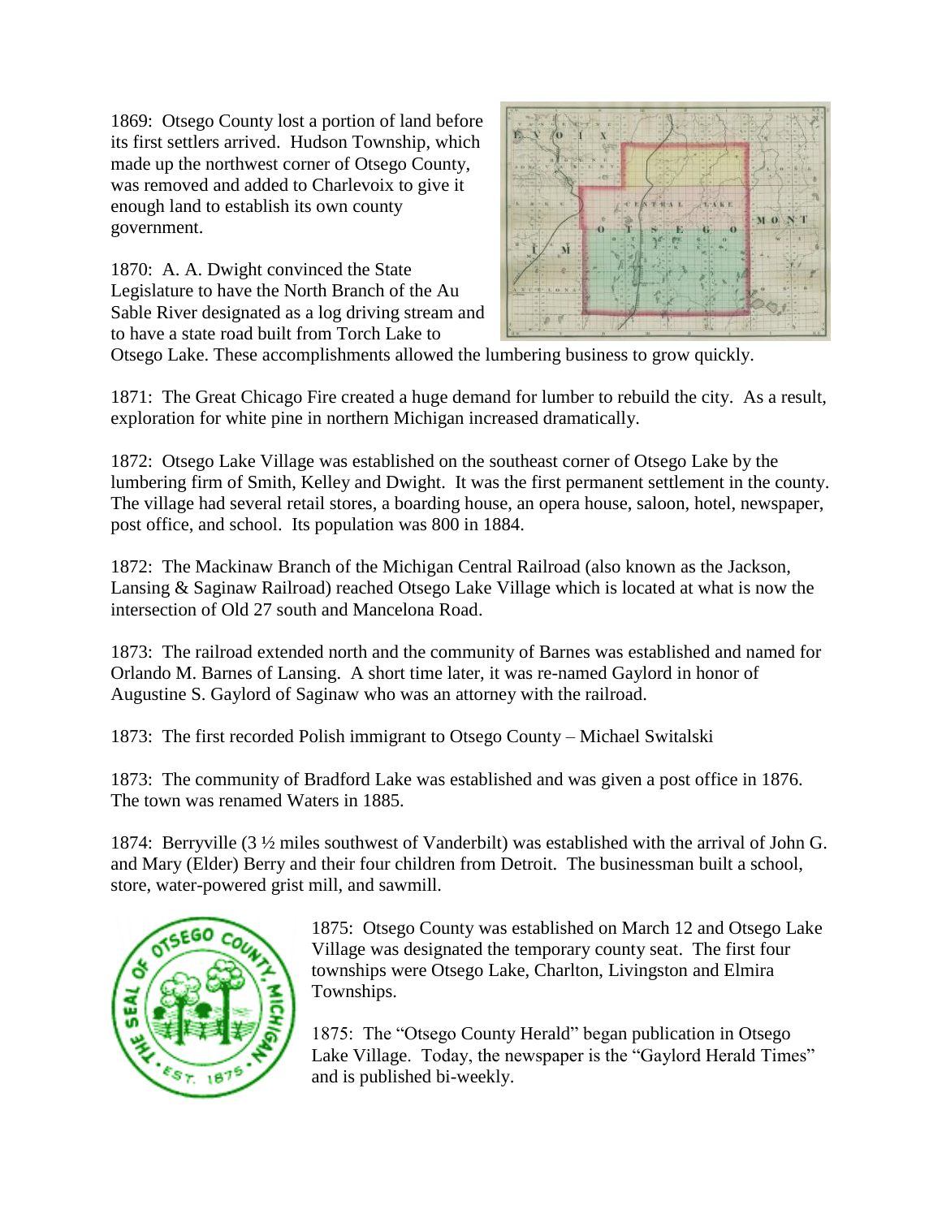1869: Otsego County lost a portion of land before its first settlers arrived. Hudson Township, which made up the northwest corner of Otsego County, was removed and added to Charlevoix to give it enough land to establish its own county government.

1870: A. A. Dwight convinced the State Legislature to have the North Branch of the Au Sable River designated as a log driving stream and to have a state road built from Torch Lake to Otsego Lake. These accomplishments allowed the lumbering business to grow quickly.

1871: The Great Chicago Fire created a huge demand for lumber to rebuild the city. As a result, exploration for white pine in northern Michigan increased dramatically.

1872: Otsego Lake Village was established on the southeast corner of Otsego Lake by the lumbering firm of Smith, Kelley and Dwight. It was the first permanent settlement in the county. The village had several retail stores, a boarding house, an opera house, saloon, hotel, newspaper, post office, and school. Its population was 800 in 1884.

1872: The Mackinaw Branch of the Michigan Central Railroad (also known as the Jackson, Lansing & Saginaw Railroad) reached Otsego Lake Village which is located at what is now the intersection of Old 27 south and Mancelona Road.

1873: The railroad extended north and the community of Barnes was established and named for Orlando M. Barnes of Lansing. A short time later, it was re-named Gaylord in honor of Augustine S. Gaylord of Saginaw who was an attorney with the railroad.

1873: The first recorded Polish immigrant to Otsego County – Michael Switalski

1873: The community of Bradford Lake was established and was given a post office in 1876. The town was renamed Waters in 1885.

1874: Berryville (3 ½ miles southwest of Vanderbilt) was established with the arrival of John G. and Mary (Elder) Berry and their four children from Detroit. The businessman built a school, store, water-powered grist mill, and sawmill.

1875: Otsego County was established on March 12 and Otsego Lake Village was designated the temporary county seat. The first four townships were Otsego Lake, Charlton, Livingston and Elmira Townships.

1875: The "Otsego County Herald" began publication in Otsego Lake Village. Today, the newspaper is the "Gaylord Herald Times" and is published bi-weekly.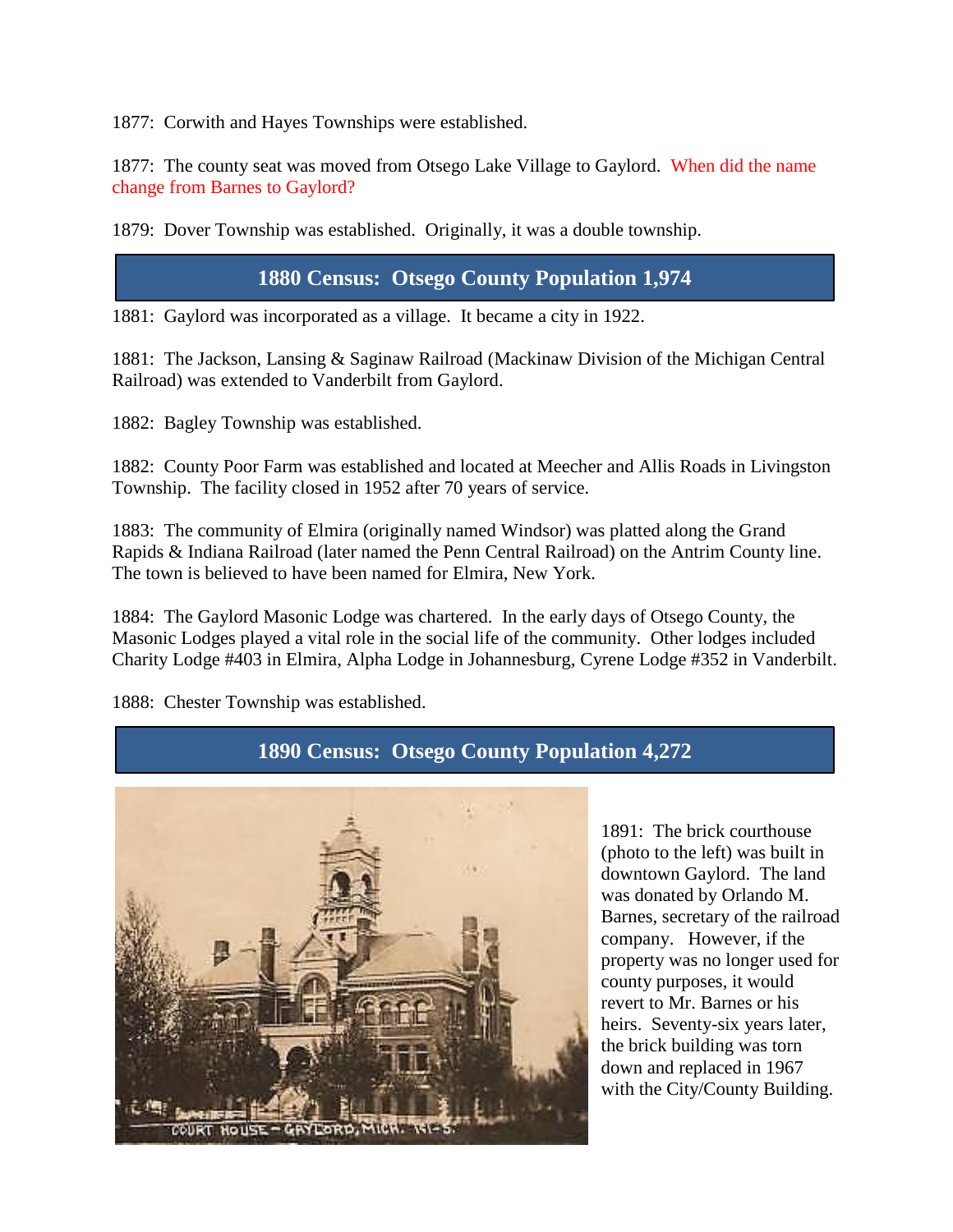1877: Corwith and Hayes Townships were established.

1877: The county seat was moved from Otsego Lake Village to Gaylord. When did the name change from Barnes to Gaylord?

1879: Dover Township was established. Originally, it was a double township.

## 1880 Census: Otsego County Population 1,974

1881: Gaylord was incorporated as a village. It became a city in 1922.

1881: The Jackson, Lansing & Saginaw Railroad (Mackinaw Division of the Michigan Central Railroad) was extended to Vanderbilt from Gaylord.

1882: Bagley Township was established.

1882: County Poor Farm was established and located at Meecher and Allis Roads in Livingston Township. The facility closed in 1952 after 70 years of service.

1883: The community of Elmira (originally named Windsor) was platted along the Grand Rapids & Indiana Railroad (later named the Penn Central Railroad) on the Antrim County line. The town is believed to have been named for Elmira, New York.

1884: The Gaylord Masonic Lodge was chartered. In the early days of Otsego County, the Masonic Lodges played a vital role in the social life of the community. Other lodges included Charity Lodge #403 in Elmira, Alpha Lodge in Johannesburg, Cyrene Lodge #352 in Vanderbilt.

1888: Chester Township was established.

## 1890 Census: Otsego County Population 4,272

COURT HOUSE – GAYLORD, MICH.

1891: The brick courthouse (photo to the left) was built in downtown Gaylord. The land was donated by Orlando M. Barnes, secretary of the railroad company. However, if the property was no longer used for county purposes, it would revert to Mr. Barnes or his heirs. Seventy-six years later, the brick building was torn down and replaced in 1967 with the City/County Building.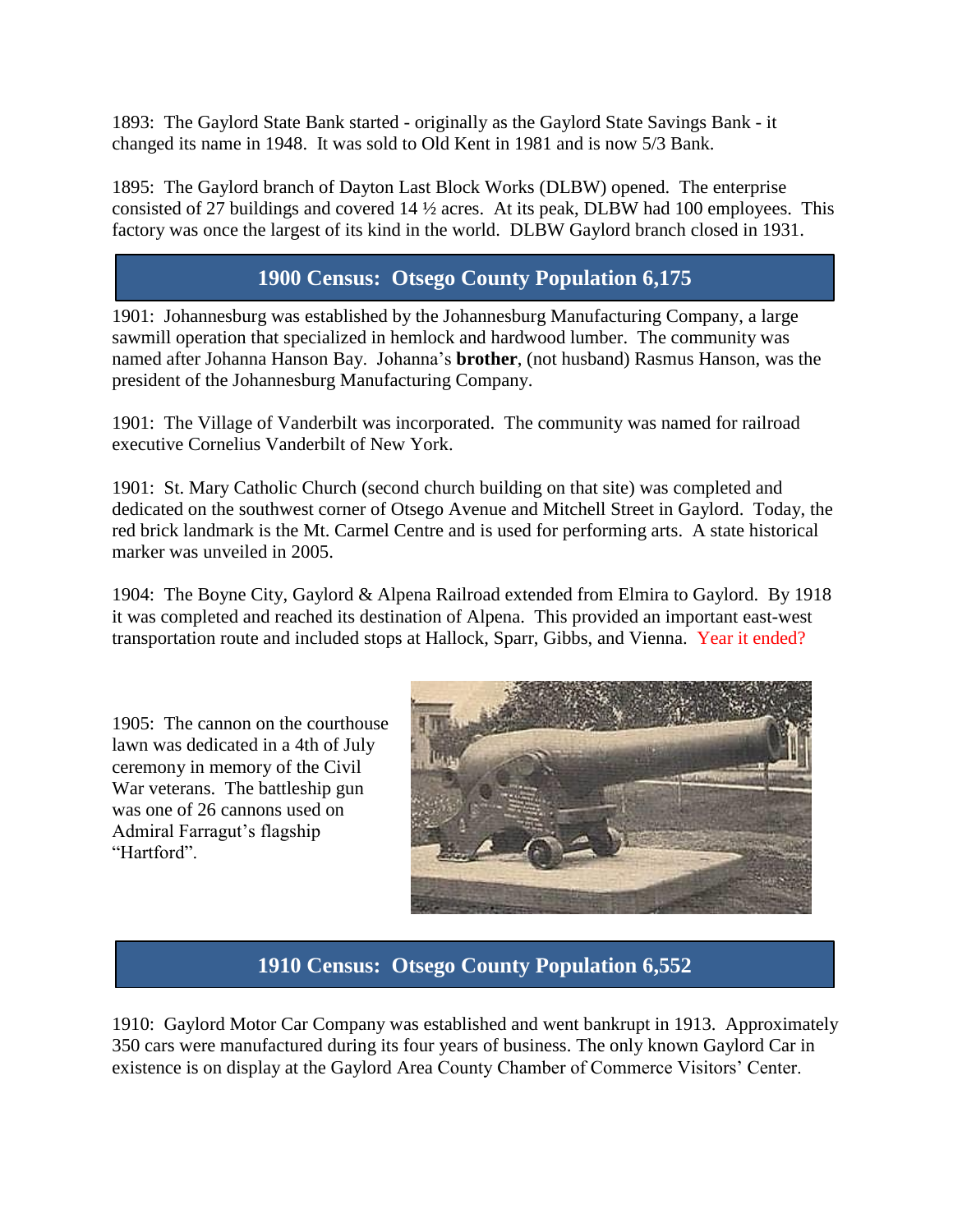1893: The Gaylord State Bank started - originally as the Gaylord State Savings Bank - it changed its name in 1948. It was sold to Old Kent in 1981 and is now 5/3 Bank.

1895: The Gaylord branch of Dayton Last Block Works (DLBW) opened. The enterprise consisted of 27 buildings and covered 14 ½ acres. At its peak, DLBW had 100 employees. This factory was once the largest of its kind in the world. DLBW Gaylord branch closed in 1931.

## 1900 Census: Otsego County Population 6,175

1901: Johannesburg was established by the Johannesburg Manufacturing Company, a large sawmill operation that specialized in hemlock and hardwood lumber. The community was named after Johanna Hanson Bay. Johanna's **brother**, (not husband) Rasmus Hanson, was the president of the Johannesburg Manufacturing Company.

1901: The Village of Vanderbilt was incorporated. The community was named for railroad executive Cornelius Vanderbilt of New York.

1901: St. Mary Catholic Church (second church building on that site) was completed and dedicated on the southwest corner of Otsego Avenue and Mitchell Street in Gaylord. Today, the red brick landmark is the Mt. Carmel Centre and is used for performing arts. A state historical marker was unveiled in 2005.

1904: The Boyne City, Gaylord & Alpena Railroad extended from Elmira to Gaylord. By 1918 it was completed and reached its destination of Alpena. This provided an important east-west transportation route and included stops at Hallock, Sparr, Gibbs, and Vienna. Year it ended?

1905: The cannon on the courthouse lawn was dedicated in a 4th of July ceremony in memory of the Civil War veterans. The battleship gun was one of 26 cannons used on Admiral Farragut's flagship "Hartford".

## 1910 Census: Otsego County Population 6,552

1910: Gaylord Motor Car Company was established and went bankrupt in 1913. Approximately 350 cars were manufactured during its four years of business. The only known Gaylord Car in existence is on display at the Gaylord Area County Chamber of Commerce Visitors' Center.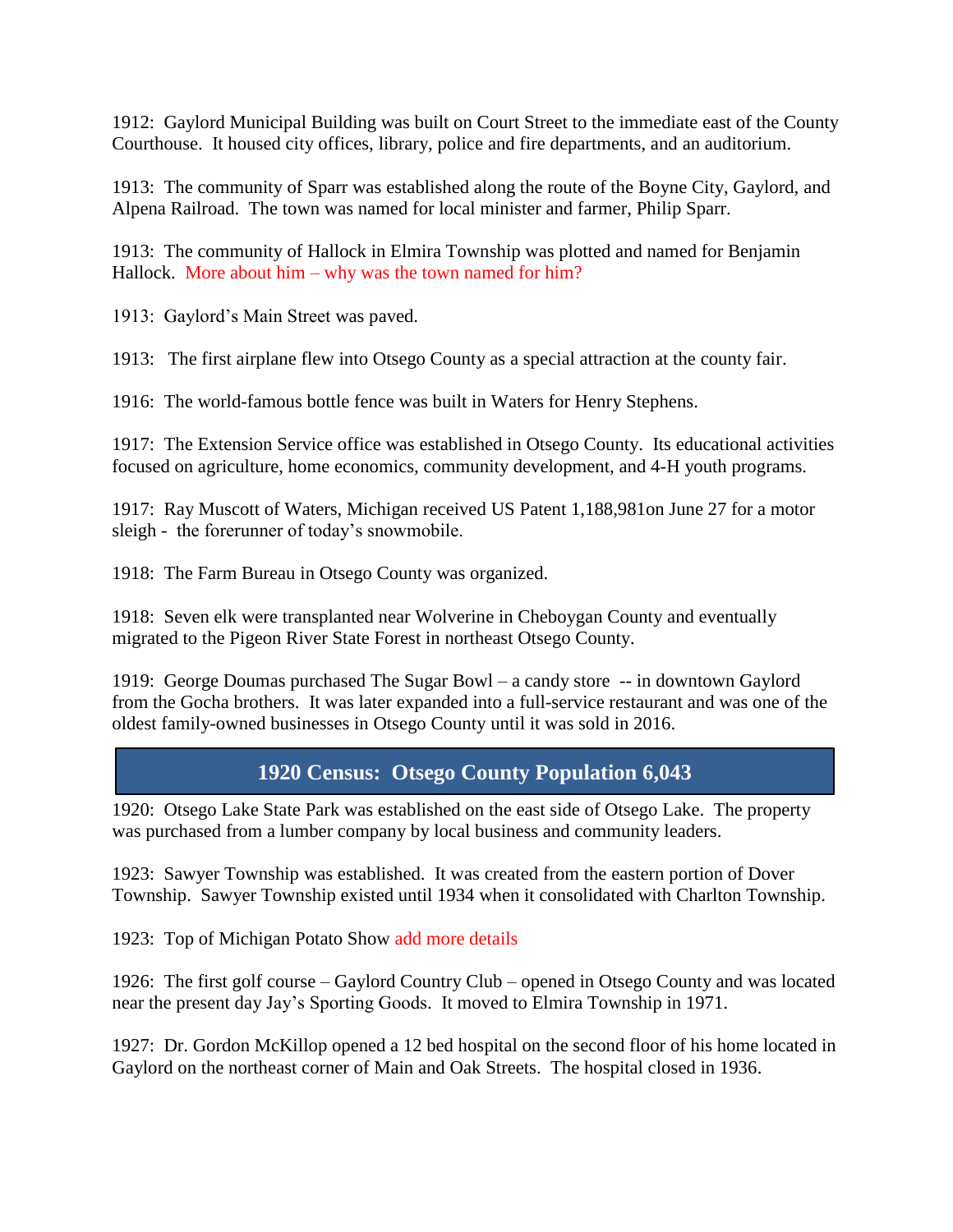1912: Gaylord Municipal Building was built on Court Street to the immediate east of the County Courthouse. It housed city offices, library, police and fire departments, and an auditorium.

1913: The community of Sparr was established along the route of the Boyne City, Gaylord, and Alpena Railroad. The town was named for local minister and farmer, Philip Sparr.

1913: The community of Hallock in Elmira Township was plotted and named for Benjamin Hallock. More about him – why was the town named for him?

1913: Gaylord's Main Street was paved.

1913: The first airplane flew into Otsego County as a special attraction at the county fair.

1916: The world-famous bottle fence was built in Waters for Henry Stephens.

1917: The Extension Service office was established in Otsego County. Its educational activities focused on agriculture, home economics, community development, and 4-H youth programs.

1917: Ray Muscott of Waters, Michigan received US Patent 1,188,981on June 27 for a motor sleigh - the forerunner of today's snowmobile.

1918: The Farm Bureau in Otsego County was organized.

1918: Seven elk were transplanted near Wolverine in Cheboygan County and eventually migrated to the Pigeon River State Forest in northeast Otsego County.

1919: George Doumas purchased The Sugar Bowl – a candy store -- in downtown Gaylord from the Gocha brothers. It was later expanded into a full-service restaurant and was one of the oldest family-owned businesses in Otsego County until it was sold in 2016.

## 1920 Census: Otsego County Population 6,043

1920: Otsego Lake State Park was established on the east side of Otsego Lake. The property was purchased from a lumber company by local business and community leaders.

1923: Sawyer Township was established. It was created from the eastern portion of Dover Township. Sawyer Township existed until 1934 when it consolidated with Charlton Township.

1923: Top of Michigan Potato Show add more details

1926: The first golf course – Gaylord Country Club – opened in Otsego County and was located near the present day Jay's Sporting Goods. It moved to Elmira Township in 1971.

1927: Dr. Gordon McKillop opened a 12 bed hospital on the second floor of his home located in Gaylord on the northeast corner of Main and Oak Streets. The hospital closed in 1936.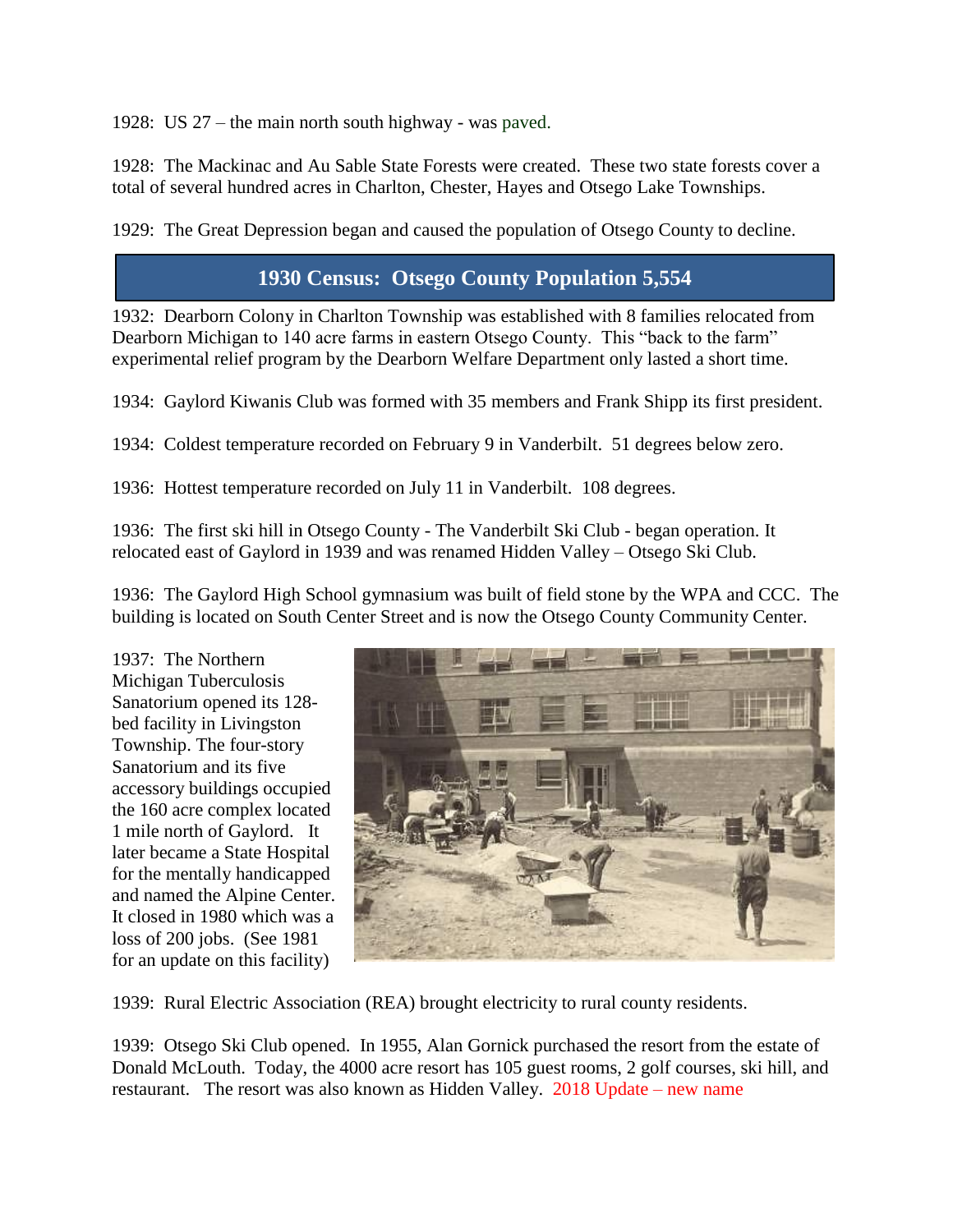1928: US 27 – the main north south highway - was paved.

1928: The Mackinac and Au Sable State Forests were created. These two state forests cover a total of several hundred acres in Charlton, Chester, Hayes and Otsego Lake Townships.

1929: The Great Depression began and caused the population of Otsego County to decline.

## 1930 Census: Otsego County Population 5,554

1932: Dearborn Colony in Charlton Township was established with 8 families relocated from Dearborn Michigan to 140 acre farms in eastern Otsego County. This "back to the farm" experimental relief program by the Dearborn Welfare Department only lasted a short time.

1934: Gaylord Kiwanis Club was formed with 35 members and Frank Shipp its first president.

1934: Coldest temperature recorded on February 9 in Vanderbilt. 51 degrees below zero.

1936: Hottest temperature recorded on July 11 in Vanderbilt. 108 degrees.

1936: The first ski hill in Otsego County - The Vanderbilt Ski Club - began operation. It relocated east of Gaylord in 1939 and was renamed Hidden Valley – Otsego Ski Club.

1936: The Gaylord High School gymnasium was built of field stone by the WPA and CCC. The building is located on South Center Street and is now the Otsego County Community Center.

1937: The Northern Michigan Tuberculosis Sanatorium opened its 128-bed facility in Livingston Township. The four-story Sanatorium and its five accessory buildings occupied the 160 acre complex located 1 mile north of Gaylord. It later became a State Hospital for the mentally handicapped and named the Alpine Center. It closed in 1980 which was a loss of 200 jobs. (See 1981 for an update on this facility)

1939: Rural Electric Association (REA) brought electricity to rural county residents.

1939: Otsego Ski Club opened. In 1955, Alan Gornick purchased the resort from the estate of Donald McLouth. Today, the 4000 acre resort has 105 guest rooms, 2 golf courses, ski hill, and restaurant. The resort was also known as Hidden Valley. 2018 Update – new name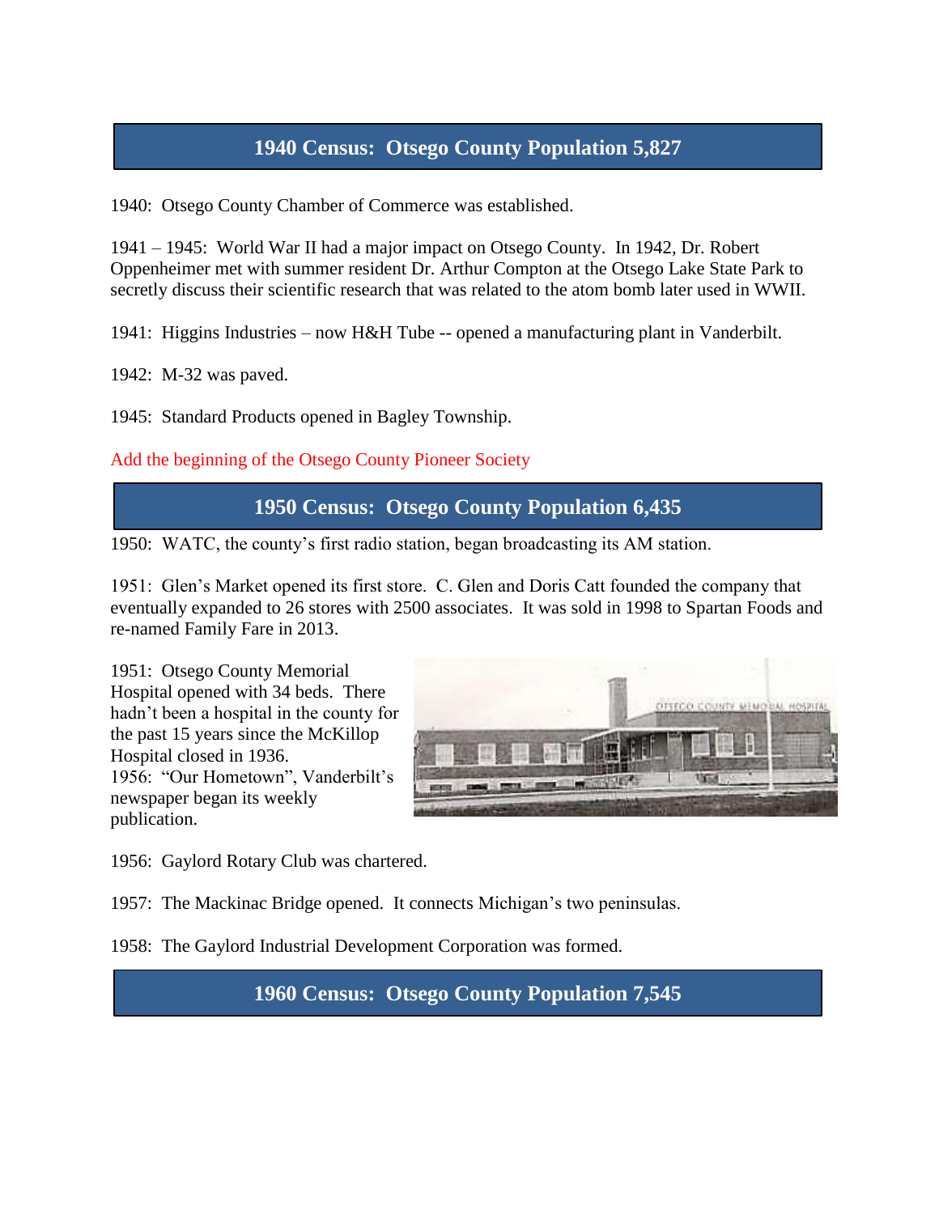## 1940 Census: Otsego County Population 5,827

1940: Otsego County Chamber of Commerce was established.

1941 – 1945: World War II had a major impact on Otsego County. In 1942, Dr. Robert Oppenheimer met with summer resident Dr. Arthur Compton at the Otsego Lake State Park to secretly discuss their scientific research that was related to the atom bomb later used in WWII.

1941: Higgins Industries – now H&H Tube -- opened a manufacturing plant in Vanderbilt.

1942: M-32 was paved.

1945: Standard Products opened in Bagley Township.

Add the beginning of the Otsego County Pioneer Society

## 1950 Census: Otsego County Population 6,435

1950: WATC, the county's first radio station, began broadcasting its AM station.

1951: Glen's Market opened its first store. C. Glen and Doris Catt founded the company that eventually expanded to 26 stores with 2500 associates. It was sold in 1998 to Spartan Foods and re-named Family Fare in 2013.

1951: Otsego County Memorial Hospital opened with 34 beds. There hadn't been a hospital in the county for the past 15 years since the McKillop Hospital closed in 1936.

1956: "Our Hometown", Vanderbilt's newspaper began its weekly publication.

1956: Gaylord Rotary Club was chartered.

1957: The Mackinac Bridge opened. It connects Michigan's two peninsulas.

1958: The Gaylord Industrial Development Corporation was formed.

## 1960 Census: Otsego County Population 7,545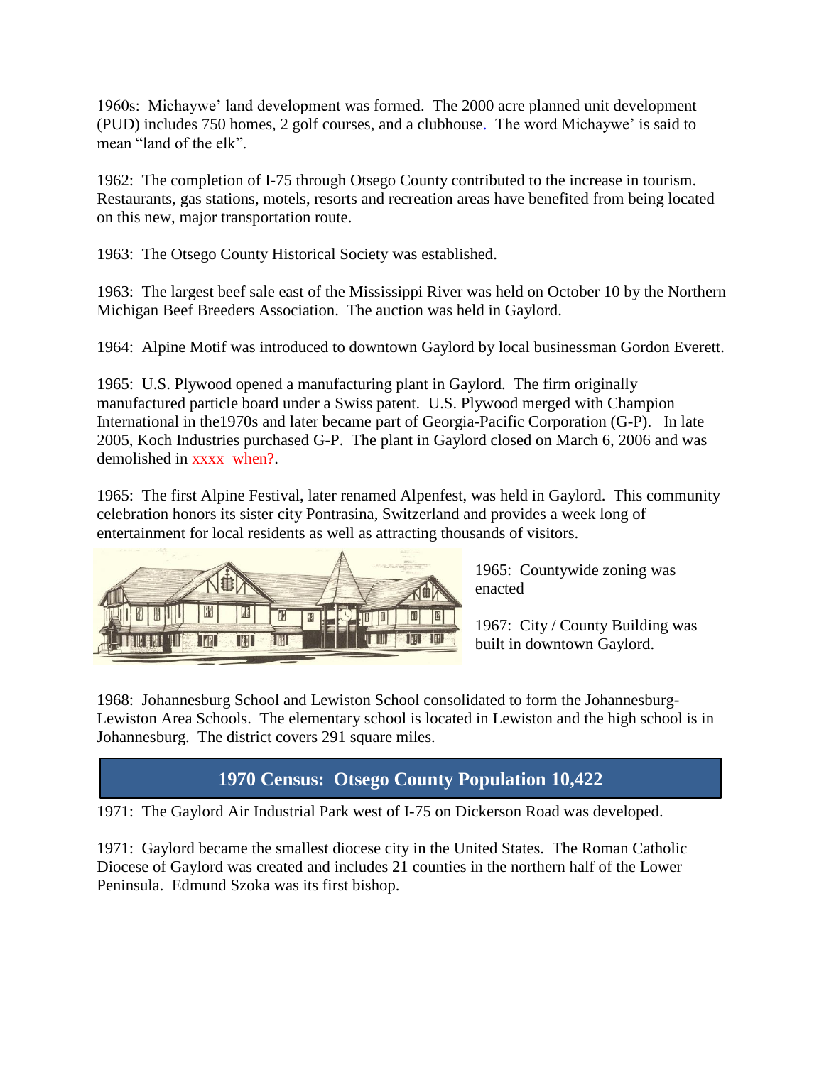1960s: Michaywe' land development was formed. The 2000 acre planned unit development (PUD) includes 750 homes, 2 golf courses, and a clubhouse. The word Michaywe' is said to mean "land of the elk".

1962: The completion of I-75 through Otsego County contributed to the increase in tourism. Restaurants, gas stations, motels, resorts and recreation areas have benefited from being located on this new, major transportation route.

1963: The Otsego County Historical Society was established.

1963: The largest beef sale east of the Mississippi River was held on October 10 by the Northern Michigan Beef Breeders Association. The auction was held in Gaylord.

1964: Alpine Motif was introduced to downtown Gaylord by local businessman Gordon Everett.

1965: U.S. Plywood opened a manufacturing plant in Gaylord. The firm originally manufactured particle board under a Swiss patent. U.S. Plywood merged with Champion International in the1970s and later became part of Georgia-Pacific Corporation (G-P). In late 2005, Koch Industries purchased G-P. The plant in Gaylord closed on March 6, 2006 and was demolished in xxxx when?.

1965: The first Alpine Festival, later renamed Alpenfest, was held in Gaylord. This community celebration honors its sister city Pontrasina, Switzerland and provides a week long of entertainment for local residents as well as attracting thousands of visitors.

1965: Countywide zoning was enacted

1967: City / County Building was built in downtown Gaylord.

1968: Johannesburg School and Lewiston School consolidated to form the Johannesburg-Lewiston Area Schools. The elementary school is located in Lewiston and the high school is in Johannesburg. The district covers 291 square miles.

## 1970 Census: Otsego County Population 10,422

1971: The Gaylord Air Industrial Park west of I-75 on Dickerson Road was developed.

1971: Gaylord became the smallest diocese city in the United States. The Roman Catholic Diocese of Gaylord was created and includes 21 counties in the northern half of the Lower Peninsula. Edmund Szoka was its first bishop.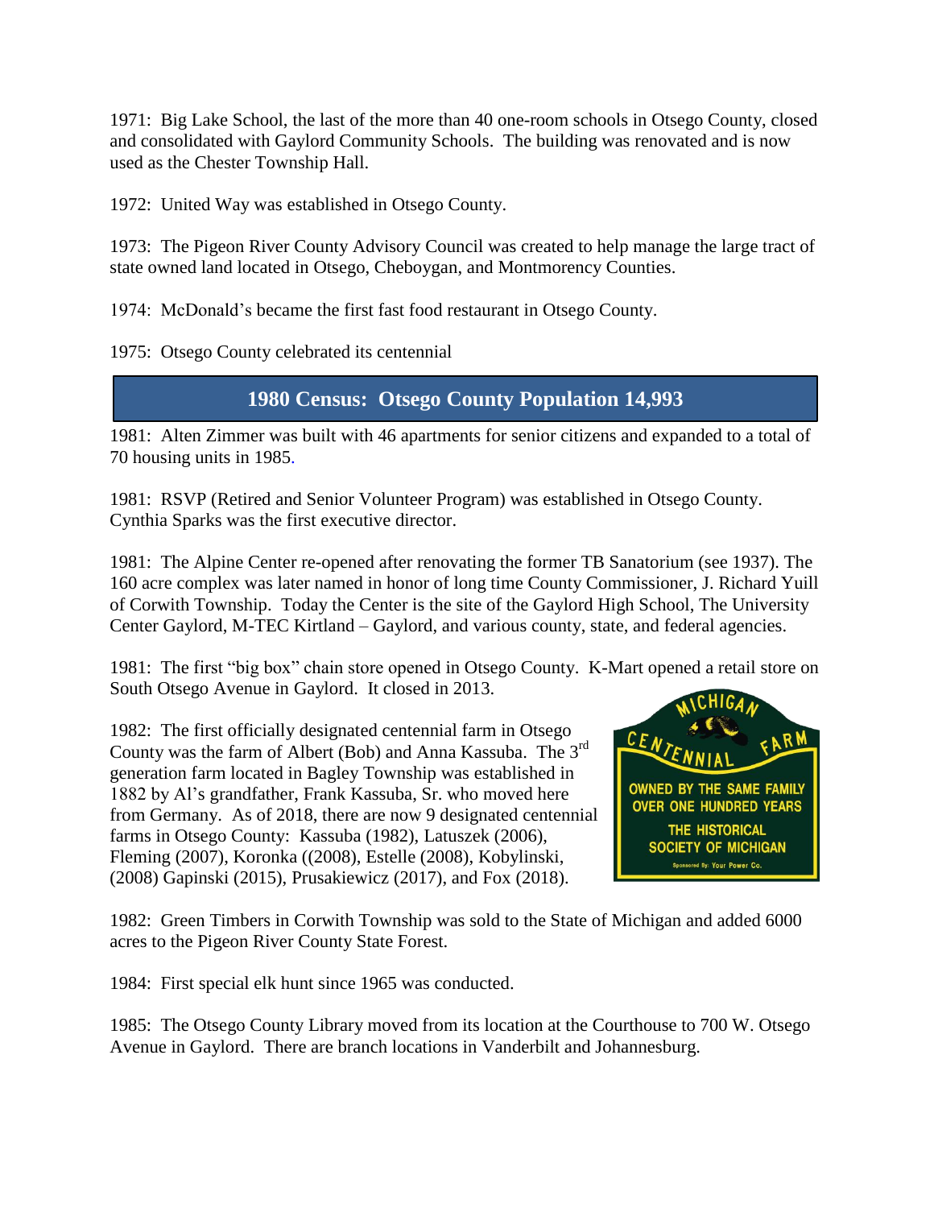1971: Big Lake School, the last of the more than 40 one-room schools in Otsego County, closed and consolidated with Gaylord Community Schools. The building was renovated and is now used as the Chester Township Hall.

1972: United Way was established in Otsego County.

1973: The Pigeon River County Advisory Council was created to help manage the large tract of state owned land located in Otsego, Cheboygan, and Montmorency Counties.

1974: McDonald's became the first fast food restaurant in Otsego County.

1975: Otsego County celebrated its centennial

## 1980 Census: Otsego County Population 14,993

1981: Alten Zimmer was built with 46 apartments for senior citizens and expanded to a total of 70 housing units in 1985.

1981: RSVP (Retired and Senior Volunteer Program) was established in Otsego County. Cynthia Sparks was the first executive director.

1981: The Alpine Center re-opened after renovating the former TB Sanatorium (see 1937). The 160 acre complex was later named in honor of long time County Commissioner, J. Richard Yuill of Corwith Township. Today the Center is the site of the Gaylord High School, The University Center Gaylord, M-TEC Kirtland – Gaylord, and various county, state, and federal agencies.

1981: The first "big box" chain store opened in Otsego County. K-Mart opened a retail store on South Otsego Avenue in Gaylord. It closed in 2013.

1982: The first officially designated centennial farm in Otsego County was the farm of Albert (Bob) and Anna Kassuba. The 3rd generation farm located in Bagley Township was established in 1882 by Al's grandfather, Frank Kassuba, Sr. who moved here from Germany. As of 2018, there are now 9 designated centennial farms in Otsego County: Kassuba (1982), Latuszek (2006), Fleming (2007), Koronka ((2008), Estelle (2008), Kobylinski, (2008) Gapinski (2015), Prusakiewicz (2017), and Fox (2018).

1982: Green Timbers in Corwith Township was sold to the State of Michigan and added 6000 acres to the Pigeon River County State Forest.

1984: First special elk hunt since 1965 was conducted.

1985: The Otsego County Library moved from its location at the Courthouse to 700 W. Otsego Avenue in Gaylord. There are branch locations in Vanderbilt and Johannesburg.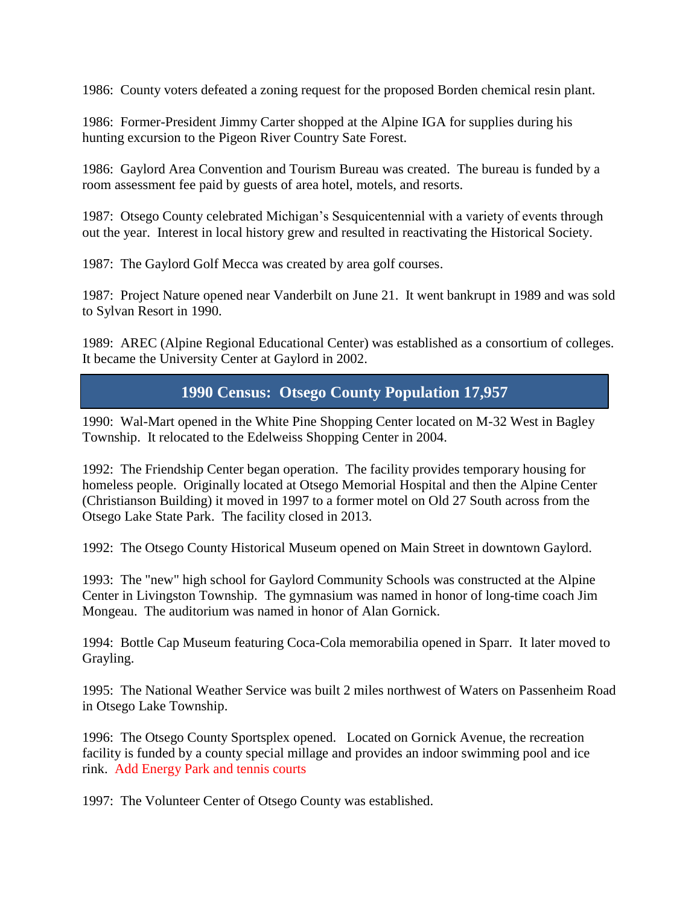1986: County voters defeated a zoning request for the proposed Borden chemical resin plant.

1986: Former-President Jimmy Carter shopped at the Alpine IGA for supplies during his hunting excursion to the Pigeon River Country Sate Forest.

1986: Gaylord Area Convention and Tourism Bureau was created. The bureau is funded by a room assessment fee paid by guests of area hotel, motels, and resorts.

1987: Otsego County celebrated Michigan's Sesquicentennial with a variety of events through out the year. Interest in local history grew and resulted in reactivating the Historical Society.

1987: The Gaylord Golf Mecca was created by area golf courses.

1987: Project Nature opened near Vanderbilt on June 21. It went bankrupt in 1989 and was sold to Sylvan Resort in 1990.

1989: AREC (Alpine Regional Educational Center) was established as a consortium of colleges. It became the University Center at Gaylord in 2002.

## 1990 Census: Otsego County Population 17,957

1990: Wal-Mart opened in the White Pine Shopping Center located on M-32 West in Bagley Township. It relocated to the Edelweiss Shopping Center in 2004.

1992: The Friendship Center began operation. The facility provides temporary housing for homeless people. Originally located at Otsego Memorial Hospital and then the Alpine Center (Christianson Building) it moved in 1997 to a former motel on Old 27 South across from the Otsego Lake State Park. The facility closed in 2013.

1992: The Otsego County Historical Museum opened on Main Street in downtown Gaylord.

1993: The "new" high school for Gaylord Community Schools was constructed at the Alpine Center in Livingston Township. The gymnasium was named in honor of long-time coach Jim Mongeau. The auditorium was named in honor of Alan Gornick.

1994: Bottle Cap Museum featuring Coca-Cola memorabilia opened in Sparr. It later moved to Grayling.

1995: The National Weather Service was built 2 miles northwest of Waters on Passenheim Road in Otsego Lake Township.

1996: The Otsego County Sportsplex opened. Located on Gornick Avenue, the recreation facility is funded by a county special millage and provides an indoor swimming pool and ice rink. Add Energy Park and tennis courts

1997: The Volunteer Center of Otsego County was established.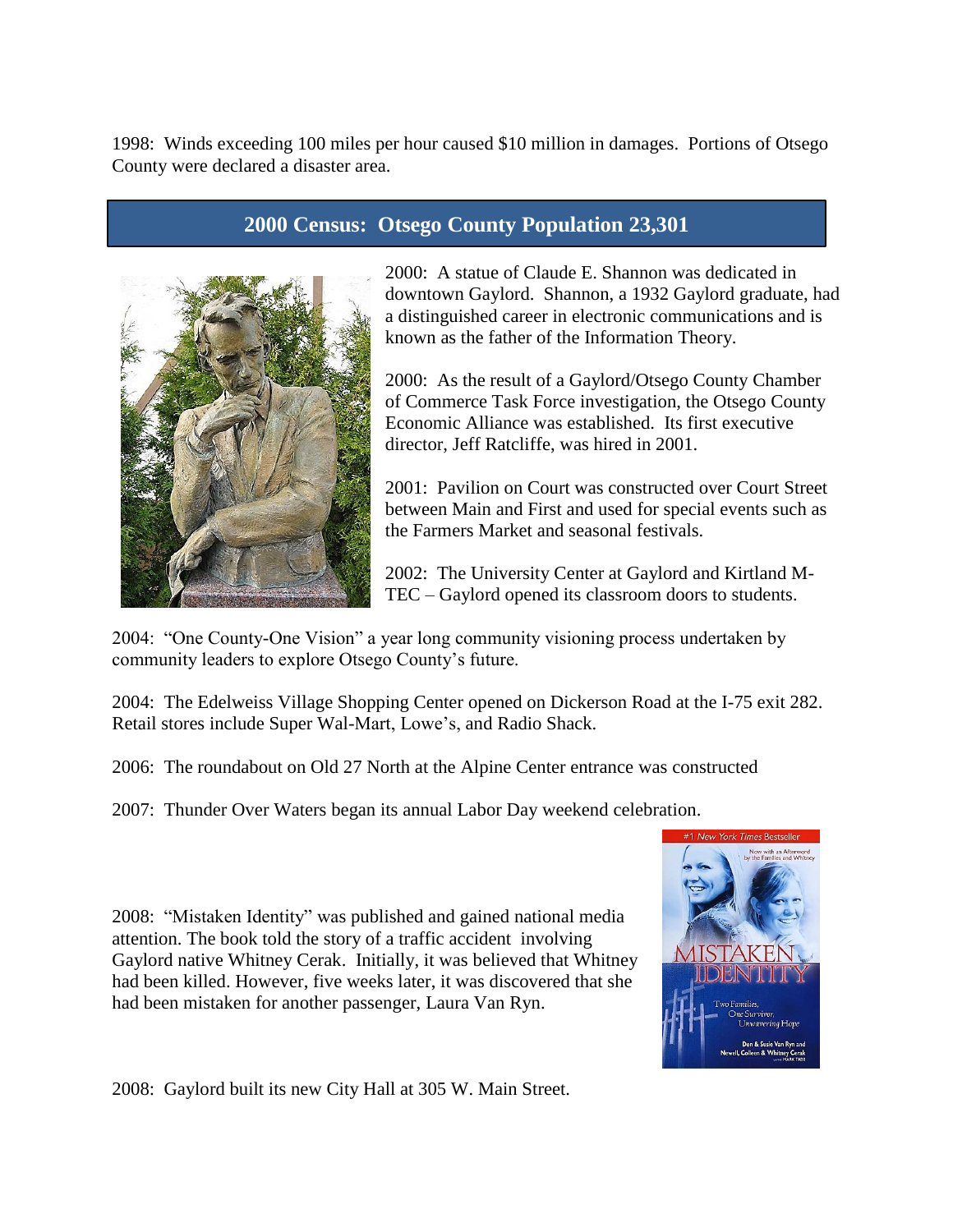1998: Winds exceeding 100 miles per hour caused $10 million in damages. Portions of Otsego County were declared a disaster area.

## 2000 Census: Otsego County Population 23,301

2000: A statue of Claude E. Shannon was dedicated in downtown Gaylord. Shannon, a 1932 Gaylord graduate, had a distinguished career in electronic communications and is known as the father of the Information Theory.

2000: As the result of a Gaylord/Otsego County Chamber of Commerce Task Force investigation, the Otsego County Economic Alliance was established. Its first executive director, Jeff Ratcliffe, was hired in 2001.

2001: Pavilion on Court was constructed over Court Street between Main and First and used for special events such as the Farmers Market and seasonal festivals.

2002: The University Center at Gaylord and Kirtland M-TEC – Gaylord opened its classroom doors to students.

2004: "One County-One Vision" a year long community visioning process undertaken by community leaders to explore Otsego County's future.

2004: The Edelweiss Village Shopping Center opened on Dickerson Road at the I-75 exit 282. Retail stores include Super Wal-Mart, Lowe's, and Radio Shack.

2006: The roundabout on Old 27 North at the Alpine Center entrance was constructed

2007: Thunder Over Waters began its annual Labor Day weekend celebration.

2008: "Mistaken Identity" was published and gained national media attention. The book told the story of a traffic accident involving Gaylord native Whitney Cerak. Initially, it was believed that Whitney had been killed. However, five weeks later, it was discovered that she had been mistaken for another passenger, Laura Van Ryn.

2008: Gaylord built its new City Hall at 305 W. Main Street.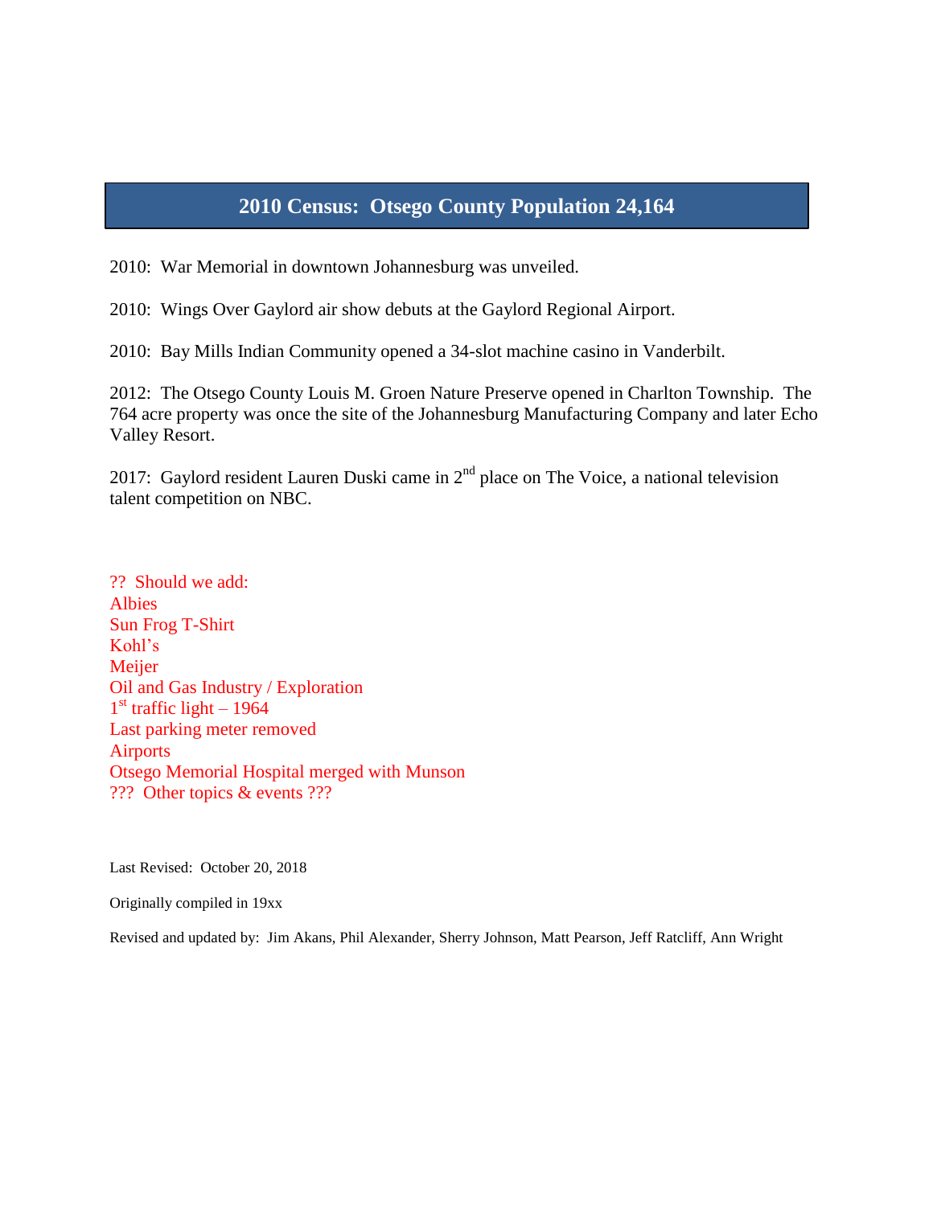## 2010 Census: Otsego County Population 24,164

2010: War Memorial in downtown Johannesburg was unveiled.

2010: Wings Over Gaylord air show debuts at the Gaylord Regional Airport.

2010: Bay Mills Indian Community opened a 34-slot machine casino in Vanderbilt.

2012: The Otsego County Louis M. Groen Nature Preserve opened in Charlton Township. The 764 acre property was once the site of the Johannesburg Manufacturing Company and later Echo Valley Resort.

2017: Gaylord resident Lauren Duski came in 2nd place on The Voice, a national television talent competition on NBC.

?? Should we add:
Albies
Sun Frog T-Shirt
Kohl's
Meijer
Oil and Gas Industry / Exploration
1st traffic light – 1964
Last parking meter removed
Airports
Otsego Memorial Hospital merged with Munson
??? Other topics & events ???

Last Revised: October 20, 2018

Originally compiled in 19xx

Revised and updated by: Jim Akans, Phil Alexander, Sherry Johnson, Matt Pearson, Jeff Ratcliff, Ann Wright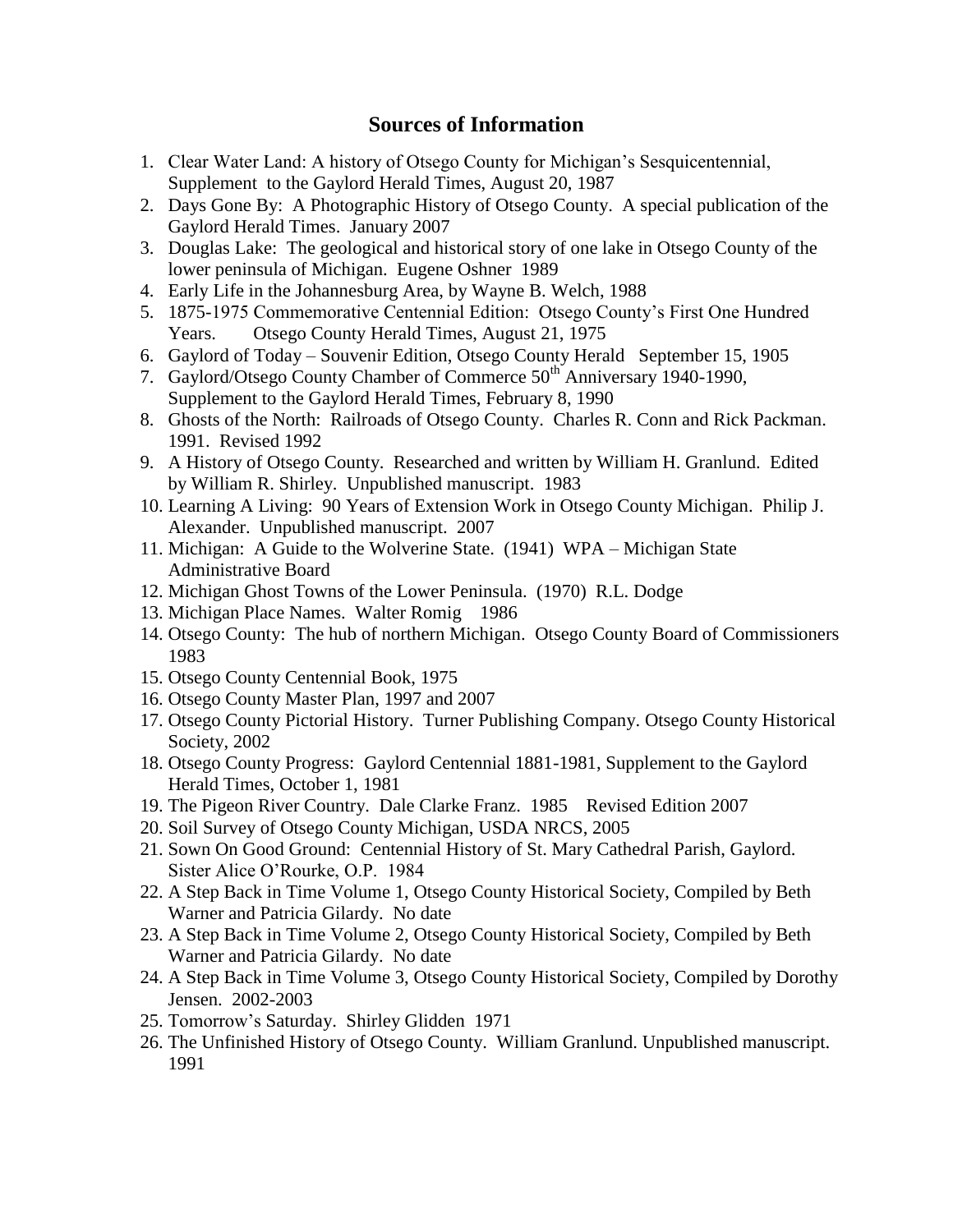## Sources of Information

1. Clear Water Land: A history of Otsego County for Michigan's Sesquicentennial, Supplement to the Gaylord Herald Times, August 20, 1987
2. Days Gone By: A Photographic History of Otsego County. A special publication of the Gaylord Herald Times. January 2007
3. Douglas Lake: The geological and historical story of one lake in Otsego County of the lower peninsula of Michigan. Eugene Oshner 1989
4. Early Life in the Johannesburg Area, by Wayne B. Welch, 1988
5. 1875-1975 Commemorative Centennial Edition: Otsego County's First One Hundred Years. Otsego County Herald Times, August 21, 1975
6. Gaylord of Today – Souvenir Edition, Otsego County Herald September 15, 1905
7. Gaylord/Otsego County Chamber of Commerce 50th Anniversary 1940-1990, Supplement to the Gaylord Herald Times, February 8, 1990
8. Ghosts of the North: Railroads of Otsego County. Charles R. Conn and Rick Packman. 1991. Revised 1992
9. A History of Otsego County. Researched and written by William H. Granlund. Edited by William R. Shirley. Unpublished manuscript. 1983
10. Learning A Living: 90 Years of Extension Work in Otsego County Michigan. Philip J. Alexander. Unpublished manuscript. 2007
11. Michigan: A Guide to the Wolverine State. (1941) WPA – Michigan State Administrative Board
12. Michigan Ghost Towns of the Lower Peninsula. (1970) R.L. Dodge
13. Michigan Place Names. Walter Romig 1986
14. Otsego County: The hub of northern Michigan. Otsego County Board of Commissioners 1983
15. Otsego County Centennial Book, 1975
16. Otsego County Master Plan, 1997 and 2007
17. Otsego County Pictorial History. Turner Publishing Company. Otsego County Historical Society, 2002
18. Otsego County Progress: Gaylord Centennial 1881-1981, Supplement to the Gaylord Herald Times, October 1, 1981
19. The Pigeon River Country. Dale Clarke Franz. 1985 Revised Edition 2007
20. Soil Survey of Otsego County Michigan, USDA NRCS, 2005
21. Sown On Good Ground: Centennial History of St. Mary Cathedral Parish, Gaylord. Sister Alice O'Rourke, O.P. 1984
22. A Step Back in Time Volume 1, Otsego County Historical Society, Compiled by Beth Warner and Patricia Gilardy. No date
23. A Step Back in Time Volume 2, Otsego County Historical Society, Compiled by Beth Warner and Patricia Gilardy. No date
24. A Step Back in Time Volume 3, Otsego County Historical Society, Compiled by Dorothy Jensen. 2002-2003
25. Tomorrow's Saturday. Shirley Glidden 1971
26. The Unfinished History of Otsego County. William Granlund. Unpublished manuscript. 1991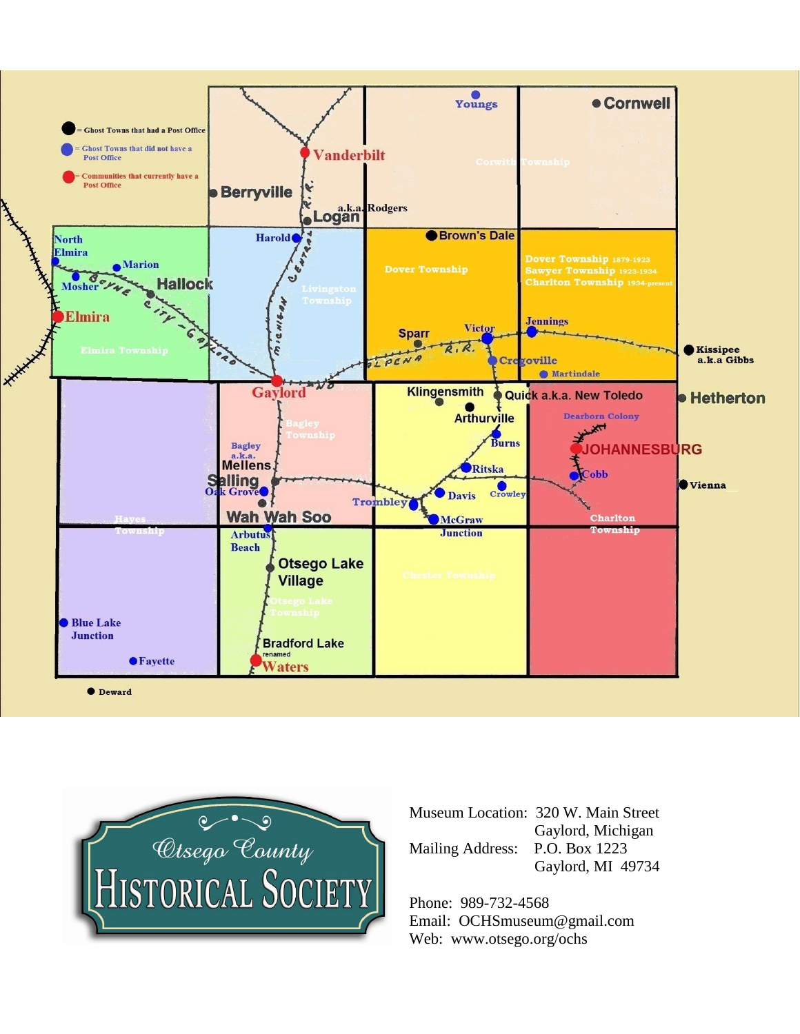● = Ghost Towns that had a Post Office

● = Ghost Towns that did not have a Post Office

● = Communities that currently have a Post Office

Youngs

Cornwell

Vanderbilt

Corwith Township

Berryville

a.k.a. Rodgers

Logan

Harold

Brown's Dale

North Elmira

Marion

Mosher

Hallock

Boyne City – Gaylord

Michigan Central R.R.

Livingston Township

Dover Township

Dover Township 1879-1923

Sawyer Township 1923-1934

Charlton Township 1934-present

Elmira

Elmira Township

Sparr

Victor

Jennings

Alpena R.R.

Cregoville

Martindale

Kissipee a.k.a Gibbs

Gaylord

Klingensmith

Quick a.k.a. New Toledo

Hetherton

Arthurville

Dearborn Colony

Bagley Township

Burns

JOHANNESBURG

Bagley a.k.a. Mellens

Ritska

Cobb

Salling

Vienna

Oak Grove

Davis

Crowley

Trombley

Wah Wah Soo

McGraw Junction

Hayes Township

Charlton Township

Arbutus Beach

Otsego Lake Village

Otsego Lake Township

Chester Township

Blue Lake Junction

Bradford Lake renamed Waters

Fayette

Deward

Otsego County Historical Society

Museum Location: 320 W. Main Street
Gaylord, Michigan

Mailing Address: P.O. Box 1223
Gaylord, MI 49734

Phone: 989-732-4568

Email: OCHSmuseum@gmail.com

Web: www.otsego.org/ochs